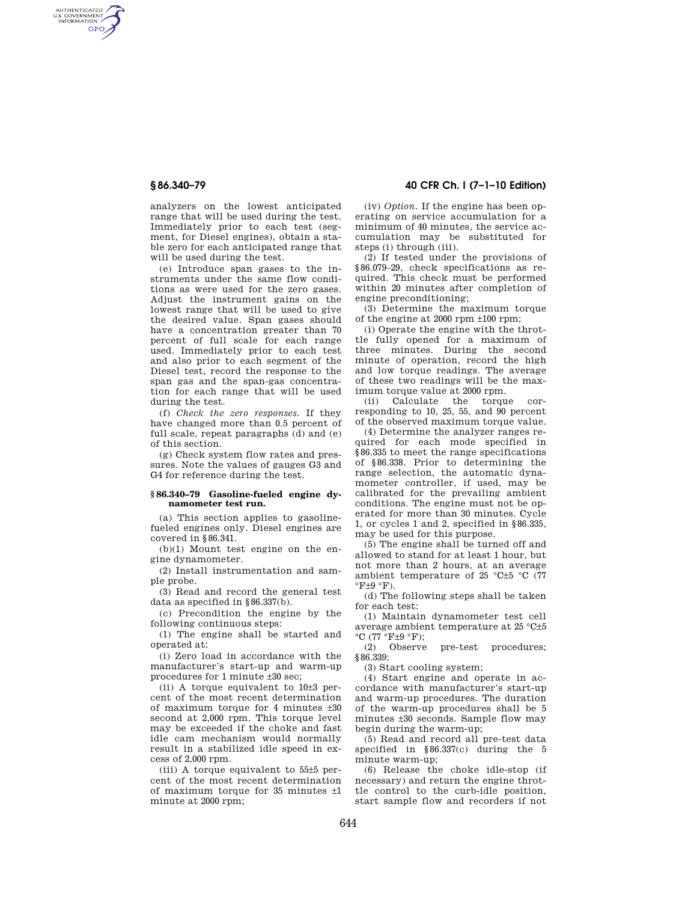analyzers on the lowest anticipated range that will be used during the test. Immediately prior to each test (segment, for Diesel engines), obtain a stable zero for each anticipated range that will be used during the test.

(e) Introduce span gases to the instruments under the same flow conditions as were used for the zero gases. Adjust the instrument gains on the lowest range that will be used to give the desired value. Span gases should have a concentration greater than 70 percent of full scale for each range used. Immediately prior to each test and also prior to each segment of the Diesel test, record the response to the span gas and the span-gas concentration for each range that will be used during the test.

(f) *Check the zero responses.* If they have changed more than 0.5 percent of full scale, repeat paragraphs (d) and (e) of this section.

(g) Check system flow rates and pressures. Note the values of gauges G3 and G4 for reference during the test.

### § 86.340–79 Gasoline-fueled engine dynamometer test run.

(a) This section applies to gasoline-fueled engines only. Diesel engines are covered in §86.341.

(b)(1) Mount test engine on the engine dynamometer.

(2) Install instrumentation and sample probe.

(3) Read and record the general test data as specified in §86.337(b).

(c) Precondition the engine by the following continuous steps:

(1) The engine shall be started and operated at:

(i) Zero load in accordance with the manufacturer's start-up and warm-up procedures for 1 minute ±30 sec;

(ii) A torque equivalent to 10±3 percent of the most recent determination of maximum torque for 4 minutes ±30 second at 2,000 rpm. This torque level may be exceeded if the choke and fast idle cam mechanism would normally result in a stabilized idle speed in excess of 2,000 rpm.

(iii) A torque equivalent to 55±5 percent of the most recent determination of maximum torque for 35 minutes ±1 minute at 2000 rpm;

(iv) *Option.* If the engine has been operating on service accumulation for a minimum of 40 minutes, the service accumulation may be substituted for steps (i) through (iii).

(2) If tested under the provisions of §86.079–29, check specifications as required. This check must be performed within 20 minutes after completion of engine preconditioning;

(3) Determine the maximum torque of the engine at 2000 rpm ±100 rpm;

(i) Operate the engine with the throttle fully opened for a maximum of three minutes. During the second minute of operation, record the high and low torque readings. The average of these two readings will be the maximum torque value at 2000 rpm.

(ii) Calculate the torque corresponding to 10, 25, 55, and 90 percent of the observed maximum torque value.

(4) Determine the analyzer ranges required for each mode specified in §86.335 to meet the range specifications of §86.338. Prior to determining the range selection, the automatic dynamometer controller, if used, may be calibrated for the prevailing ambient conditions. The engine must not be operated for more than 30 minutes. Cycle 1, or cycles 1 and 2, specified in §86.335, may be used for this purpose.

(5) The engine shall be turned off and allowed to stand for at least 1 hour, but not more than 2 hours, at an average ambient temperature of 25 °C±5 °C (77 °F±9 °F).

(d) The following steps shall be taken for each test:

(1) Maintain dynamometer test cell average ambient temperature at 25 °C±5 °C (77 °F±9 °F);

(2) Observe pre-test procedures; §86.339;

(3) Start cooling system;

(4) Start engine and operate in accordance with manufacturer's start-up and warm-up procedures. The duration of the warm-up procedures shall be 5 minutes ±30 seconds. Sample flow may begin during the warm-up;

(5) Read and record all pre-test data specified in §86.337(c) during the 5 minute warm-up;

(6) Release the choke idle-stop (if necessary) and return the engine throttle control to the curb-idle position, start sample flow and recorders if not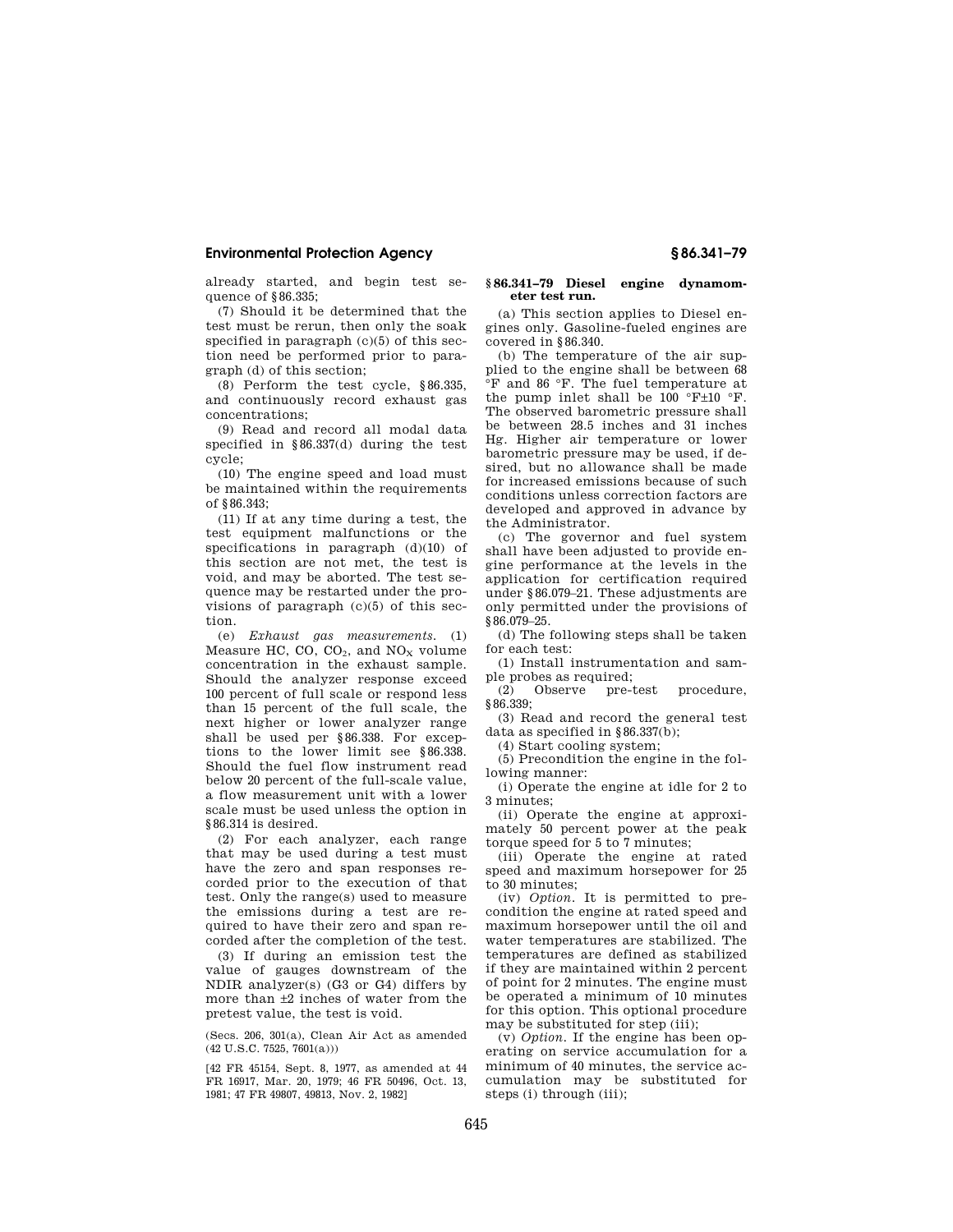already started, and begin test sequence of §86.335;

(7) Should it be determined that the test must be rerun, then only the soak specified in paragraph (c)(5) of this section need be performed prior to paragraph (d) of this section;

(8) Perform the test cycle, §86.335, and continuously record exhaust gas concentrations;

(9) Read and record all modal data specified in §86.337(d) during the test cycle;

(10) The engine speed and load must be maintained within the requirements of §86.343;

(11) If at any time during a test, the test equipment malfunctions or the specifications in paragraph (d)(10) of this section are not met, the test is void, and may be aborted. The test sequence may be restarted under the provisions of paragraph (c)(5) of this section.

(e) *Exhaust gas measurements.* (1) Measure HC, CO, $CO_2$, and $NO_X$ volume concentration in the exhaust sample. Should the analyzer response exceed 100 percent of full scale or respond less than 15 percent of the full scale, the next higher or lower analyzer range shall be used per §86.338. For exceptions to the lower limit see §86.338. Should the fuel flow instrument read below 20 percent of the full-scale value, a flow measurement unit with a lower scale must be used unless the option in §86.314 is desired.

(2) For each analyzer, each range that may be used during a test must have the zero and span responses recorded prior to the execution of that test. Only the range(s) used to measure the emissions during a test are required to have their zero and span recorded after the completion of the test.

(3) If during an emission test the value of gauges downstream of the NDIR analyzer(s) (G3 or G4) differs by more than ±2 inches of water from the pretest value, the test is void.

(Secs. 206, 301(a), Clean Air Act as amended (42 U.S.C. 7525, 7601(a)))

[42 FR 45154, Sept. 8, 1977, as amended at 44 FR 16917, Mar. 20, 1979; 46 FR 50496, Oct. 13, 1981; 47 FR 49807, 49813, Nov. 2, 1982]

## §86.341–79 Diesel engine dynamometer test run.

(a) This section applies to Diesel engines only. Gasoline-fueled engines are covered in §86.340.

(b) The temperature of the air supplied to the engine shall be between 68 °F and 86 °F. The fuel temperature at the pump inlet shall be 100 °F±10 °F. The observed barometric pressure shall be between 28.5 inches and 31 inches Hg. Higher air temperature or lower barometric pressure may be used, if desired, but no allowance shall be made for increased emissions because of such conditions unless correction factors are developed and approved in advance by the Administrator.

(c) The governor and fuel system shall have been adjusted to provide engine performance at the levels in the application for certification required under §86.079–21. These adjustments are only permitted under the provisions of §86.079–25.

(d) The following steps shall be taken for each test:

(1) Install instrumentation and sample probes as required;

(2) Observe pre-test procedure, §86.339;

(3) Read and record the general test data as specified in §86.337(b);

(4) Start cooling system;

(5) Precondition the engine in the following manner:

(i) Operate the engine at idle for 2 to 3 minutes;

(ii) Operate the engine at approximately 50 percent power at the peak torque speed for 5 to 7 minutes;

(iii) Operate the engine at rated speed and maximum horsepower for 25 to 30 minutes;

(iv) *Option.* It is permitted to precondition the engine at rated speed and maximum horsepower until the oil and water temperatures are stabilized. The temperatures are defined as stabilized if they are maintained within 2 percent of point for 2 minutes. The engine must be operated a minimum of 10 minutes for this option. This optional procedure may be substituted for step (iii);

(v) *Option.* If the engine has been operating on service accumulation for a minimum of 40 minutes, the service accumulation may be substituted for steps (i) through (iii);